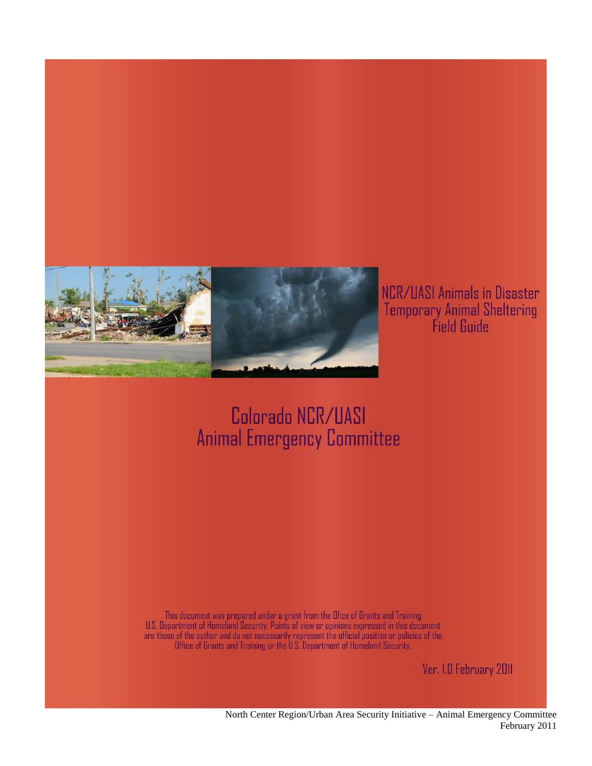# NCR/UASI Animals in Disaster Temporary Animal Sheltering Field Guide

## Colorado NCR/UASI Animal Emergency Committee

This document was prepared under a grant from the Ofice of Grants and Training U.S. Department of Homeland Security. Points of view or opinions expressed in this document are those of the author and do not necessarily represent the official position or policies of the Office of Grants and Training or the U.S. Department of Homeland Security.

Ver. 1.0 February 2011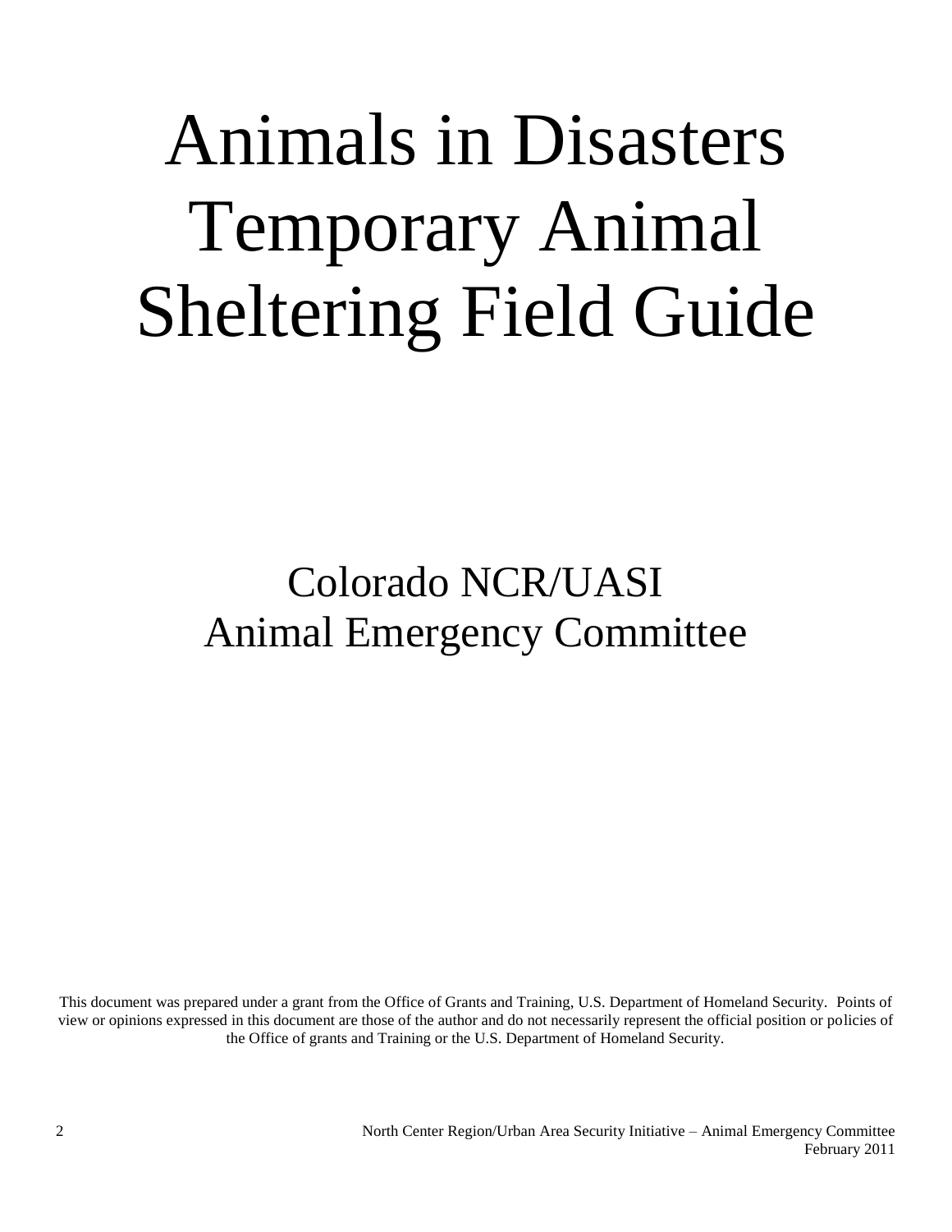# Animals in Disasters Temporary Animal Sheltering Field Guide

## Colorado NCR/UASI Animal Emergency Committee

This document was prepared under a grant from the Office of Grants and Training, U.S. Department of Homeland Security. Points of view or opinions expressed in this document are those of the author and do not necessarily represent the official position or policies of the Office of grants and Training or the U.S. Department of Homeland Security.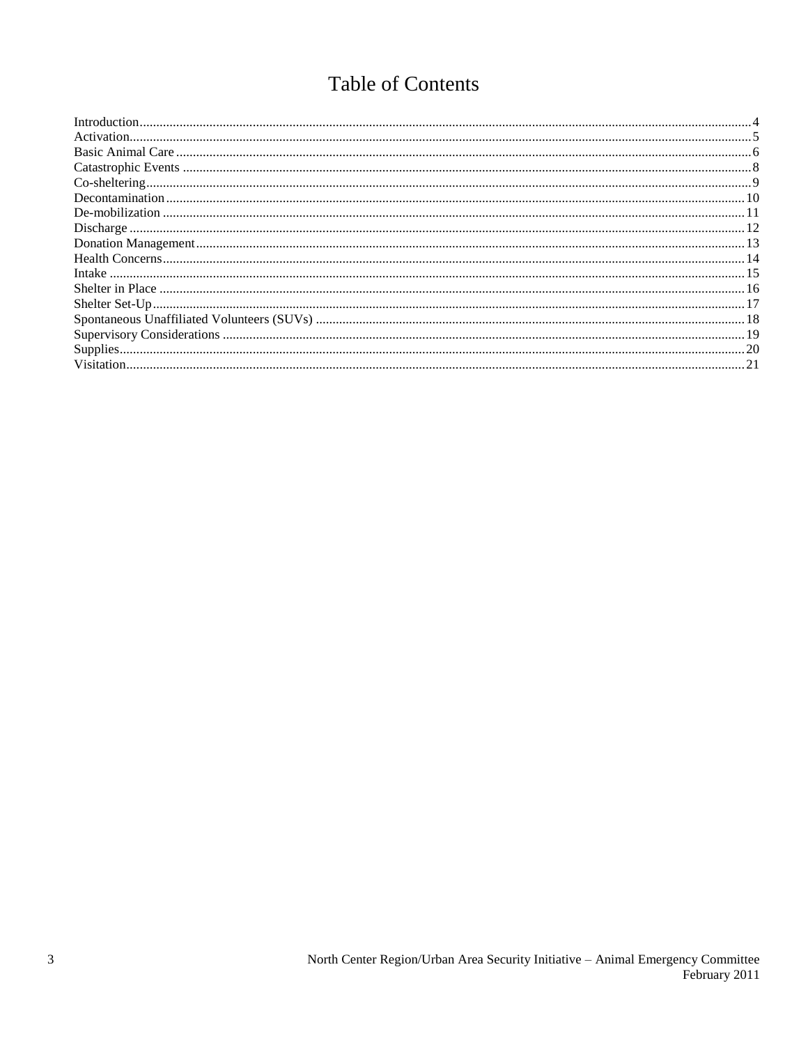# Table of Contents

Introduction....4
Activation....5
Basic Animal Care....6
Catastrophic Events....8
Co-sheltering....9
Decontamination....10
De-mobilization....11
Discharge....12
Donation Management....13
Health Concerns....14
Intake....15
Shelter in Place....16
Shelter Set-Up....17
Spontaneous Unaffiliated Volunteers (SUVs)....18
Supervisory Considerations....19
Supplies....20
Visitation....21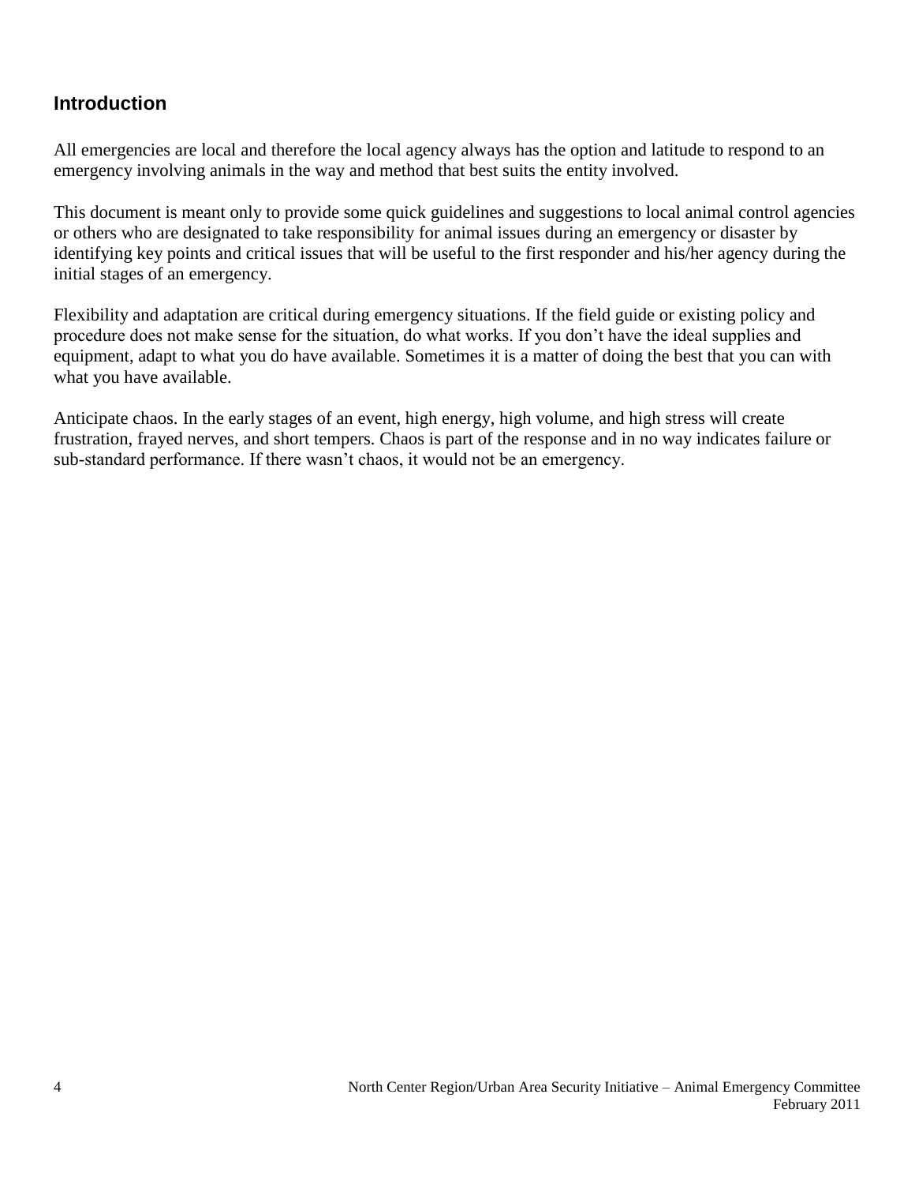## Introduction

All emergencies are local and therefore the local agency always has the option and latitude to respond to an emergency involving animals in the way and method that best suits the entity involved.

This document is meant only to provide some quick guidelines and suggestions to local animal control agencies or others who are designated to take responsibility for animal issues during an emergency or disaster by identifying key points and critical issues that will be useful to the first responder and his/her agency during the initial stages of an emergency.

Flexibility and adaptation are critical during emergency situations. If the field guide or existing policy and procedure does not make sense for the situation, do what works. If you don't have the ideal supplies and equipment, adapt to what you do have available. Sometimes it is a matter of doing the best that you can with what you have available.

Anticipate chaos. In the early stages of an event, high energy, high volume, and high stress will create frustration, frayed nerves, and short tempers. Chaos is part of the response and in no way indicates failure or sub-standard performance. If there wasn't chaos, it would not be an emergency.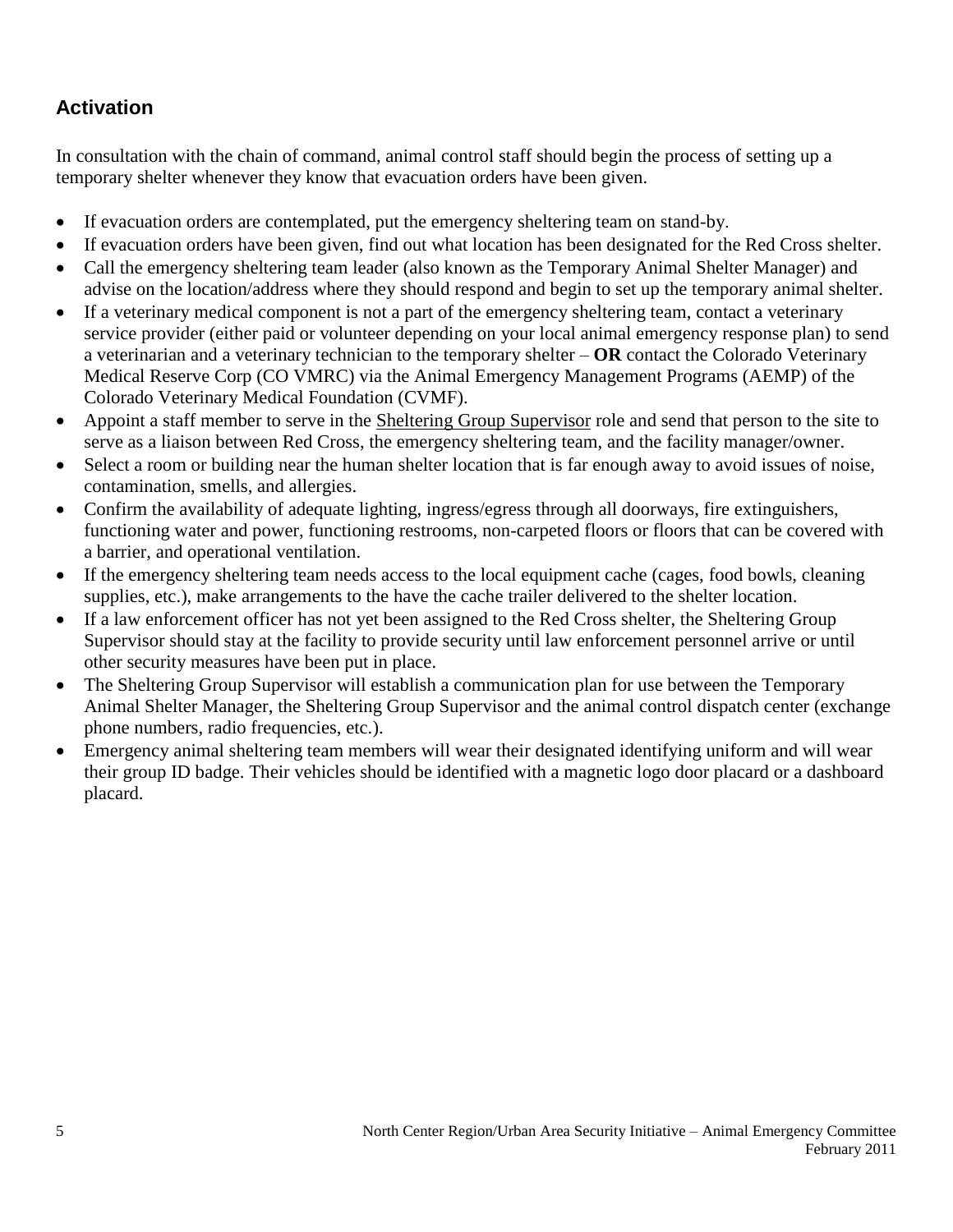## Activation

In consultation with the chain of command, animal control staff should begin the process of setting up a temporary shelter whenever they know that evacuation orders have been given.

- If evacuation orders are contemplated, put the emergency sheltering team on stand-by.
- If evacuation orders have been given, find out what location has been designated for the Red Cross shelter.
- Call the emergency sheltering team leader (also known as the Temporary Animal Shelter Manager) and advise on the location/address where they should respond and begin to set up the temporary animal shelter.
- If a veterinary medical component is not a part of the emergency sheltering team, contact a veterinary service provider (either paid or volunteer depending on your local animal emergency response plan) to send a veterinarian and a veterinary technician to the temporary shelter – **OR** contact the Colorado Veterinary Medical Reserve Corp (CO VMRC) via the Animal Emergency Management Programs (AEMP) of the Colorado Veterinary Medical Foundation (CVMF).
- Appoint a staff member to serve in the Sheltering Group Supervisor role and send that person to the site to serve as a liaison between Red Cross, the emergency sheltering team, and the facility manager/owner.
- Select a room or building near the human shelter location that is far enough away to avoid issues of noise, contamination, smells, and allergies.
- Confirm the availability of adequate lighting, ingress/egress through all doorways, fire extinguishers, functioning water and power, functioning restrooms, non-carpeted floors or floors that can be covered with a barrier, and operational ventilation.
- If the emergency sheltering team needs access to the local equipment cache (cages, food bowls, cleaning supplies, etc.), make arrangements to the have the cache trailer delivered to the shelter location.
- If a law enforcement officer has not yet been assigned to the Red Cross shelter, the Sheltering Group Supervisor should stay at the facility to provide security until law enforcement personnel arrive or until other security measures have been put in place.
- The Sheltering Group Supervisor will establish a communication plan for use between the Temporary Animal Shelter Manager, the Sheltering Group Supervisor and the animal control dispatch center (exchange phone numbers, radio frequencies, etc.).
- Emergency animal sheltering team members will wear their designated identifying uniform and will wear their group ID badge. Their vehicles should be identified with a magnetic logo door placard or a dashboard placard.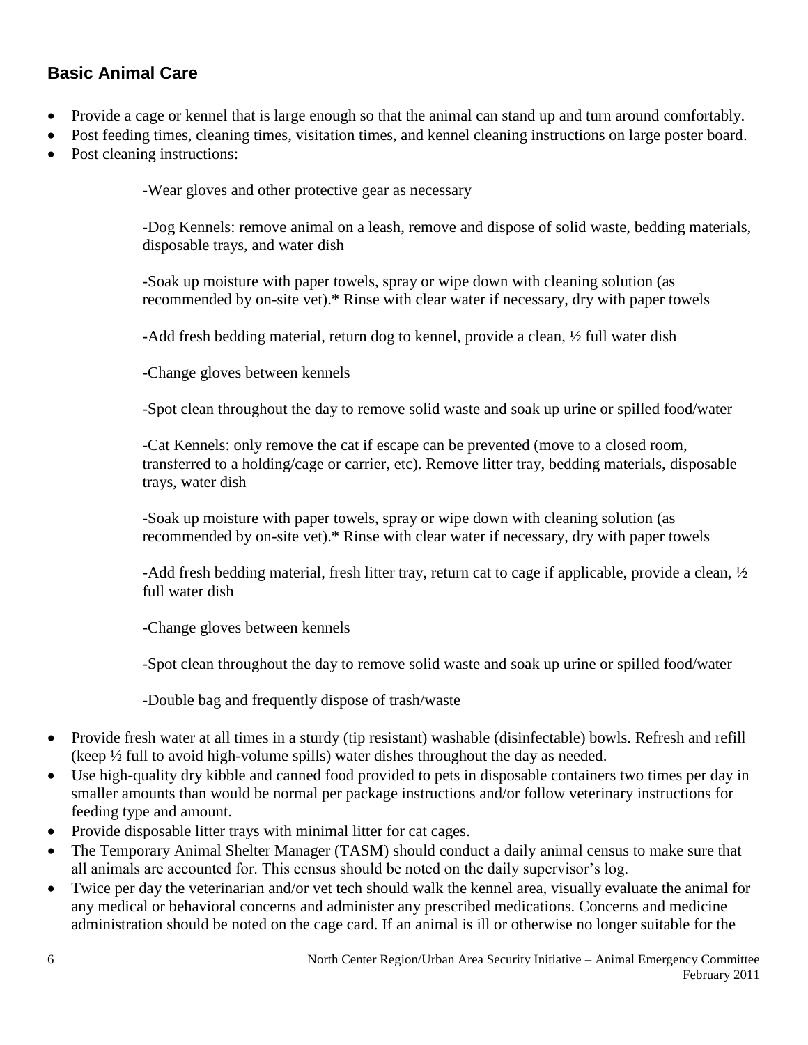## Basic Animal Care

- Provide a cage or kennel that is large enough so that the animal can stand up and turn around comfortably.
- Post feeding times, cleaning times, visitation times, and kennel cleaning instructions on large poster board.
- Post cleaning instructions:

  -Wear gloves and other protective gear as necessary

  -Dog Kennels: remove animal on a leash, remove and dispose of solid waste, bedding materials, disposable trays, and water dish

  -Soak up moisture with paper towels, spray or wipe down with cleaning solution (as recommended by on-site vet).* Rinse with clear water if necessary, dry with paper towels

  -Add fresh bedding material, return dog to kennel, provide a clean, ½ full water dish

  -Change gloves between kennels

  -Spot clean throughout the day to remove solid waste and soak up urine or spilled food/water

  -Cat Kennels: only remove the cat if escape can be prevented (move to a closed room, transferred to a holding/cage or carrier, etc). Remove litter tray, bedding materials, disposable trays, water dish

  -Soak up moisture with paper towels, spray or wipe down with cleaning solution (as recommended by on-site vet).* Rinse with clear water if necessary, dry with paper towels

  -Add fresh bedding material, fresh litter tray, return cat to cage if applicable, provide a clean, ½ full water dish

  -Change gloves between kennels

  -Spot clean throughout the day to remove solid waste and soak up urine or spilled food/water

  -Double bag and frequently dispose of trash/waste

- Provide fresh water at all times in a sturdy (tip resistant) washable (disinfectable) bowls. Refresh and refill (keep ½ full to avoid high-volume spills) water dishes throughout the day as needed.
- Use high-quality dry kibble and canned food provided to pets in disposable containers two times per day in smaller amounts than would be normal per package instructions and/or follow veterinary instructions for feeding type and amount.
- Provide disposable litter trays with minimal litter for cat cages.
- The Temporary Animal Shelter Manager (TASM) should conduct a daily animal census to make sure that all animals are accounted for. This census should be noted on the daily supervisor's log.
- Twice per day the veterinarian and/or vet tech should walk the kennel area, visually evaluate the animal for any medical or behavioral concerns and administer any prescribed medications. Concerns and medicine administration should be noted on the cage card. If an animal is ill or otherwise no longer suitable for the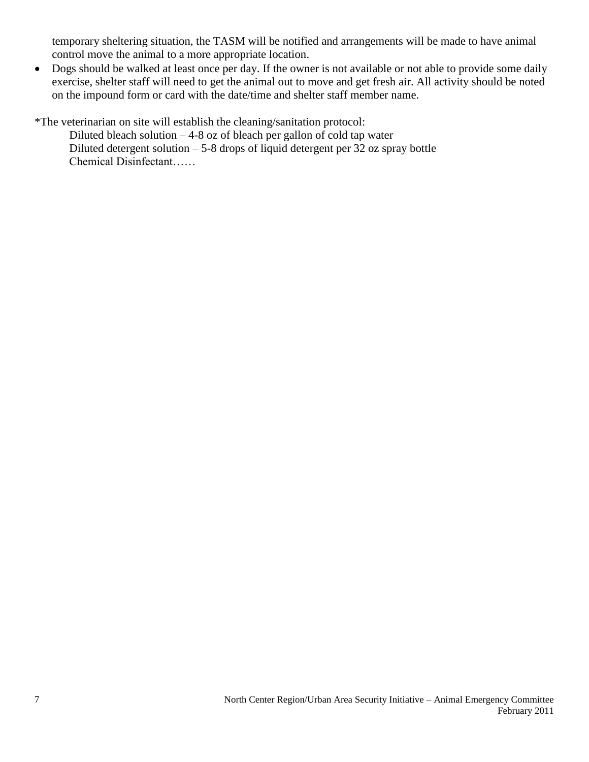temporary sheltering situation, the TASM will be notified and arrangements will be made to have animal control move the animal to a more appropriate location.

- Dogs should be walked at least once per day. If the owner is not available or not able to provide some daily exercise, shelter staff will need to get the animal out to move and get fresh air. All activity should be noted on the impound form or card with the date/time and shelter staff member name.

*The veterinarian on site will establish the cleaning/sanitation protocol:

Diluted bleach solution – 4-8 oz of bleach per gallon of cold tap water
Diluted detergent solution – 5-8 drops of liquid detergent per 32 oz spray bottle
Chemical Disinfectant……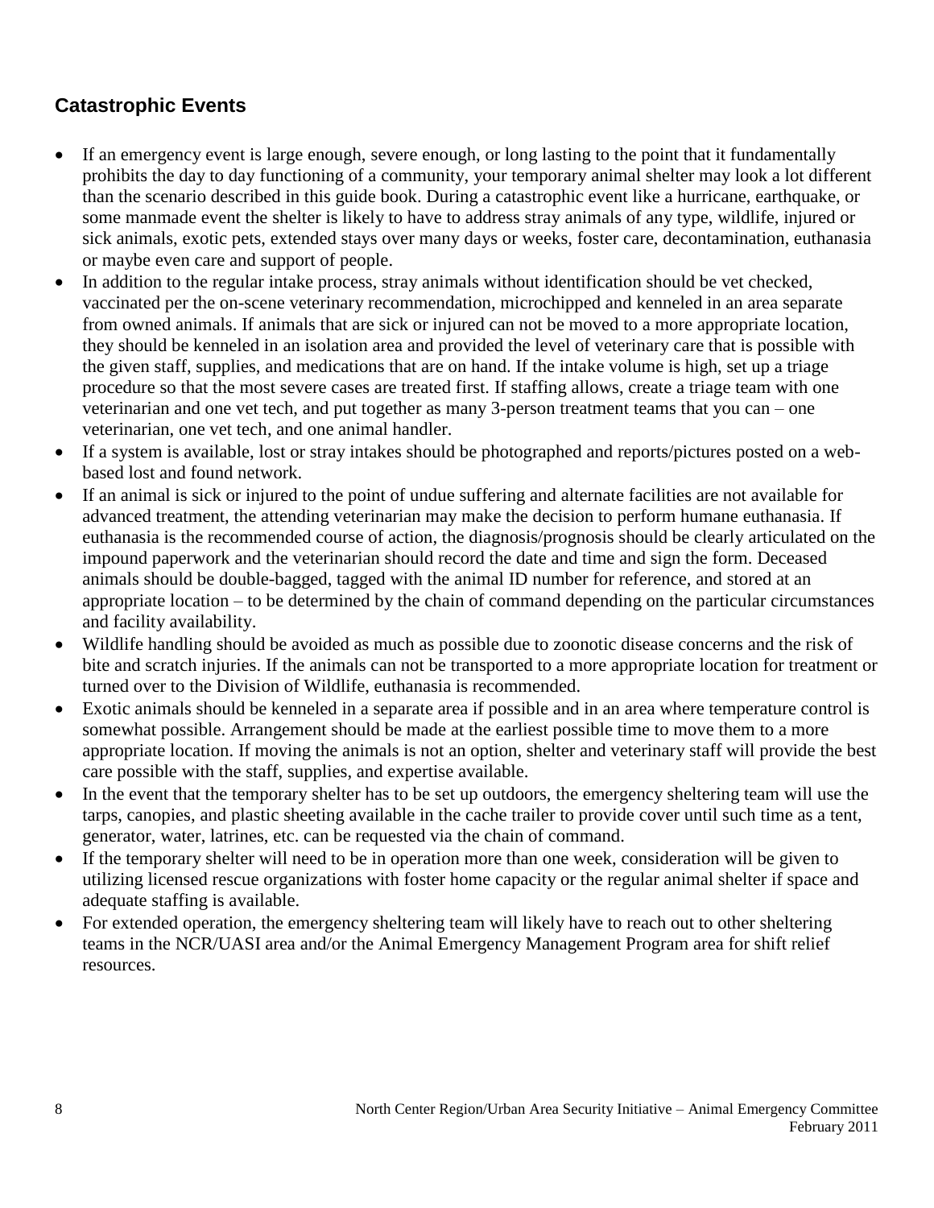## Catastrophic Events

- If an emergency event is large enough, severe enough, or long lasting to the point that it fundamentally prohibits the day to day functioning of a community, your temporary animal shelter may look a lot different than the scenario described in this guide book. During a catastrophic event like a hurricane, earthquake, or some manmade event the shelter is likely to have to address stray animals of any type, wildlife, injured or sick animals, exotic pets, extended stays over many days or weeks, foster care, decontamination, euthanasia or maybe even care and support of people.
- In addition to the regular intake process, stray animals without identification should be vet checked, vaccinated per the on-scene veterinary recommendation, microchipped and kenneled in an area separate from owned animals. If animals that are sick or injured can not be moved to a more appropriate location, they should be kenneled in an isolation area and provided the level of veterinary care that is possible with the given staff, supplies, and medications that are on hand. If the intake volume is high, set up a triage procedure so that the most severe cases are treated first. If staffing allows, create a triage team with one veterinarian and one vet tech, and put together as many 3-person treatment teams that you can – one veterinarian, one vet tech, and one animal handler.
- If a system is available, lost or stray intakes should be photographed and reports/pictures posted on a web-based lost and found network.
- If an animal is sick or injured to the point of undue suffering and alternate facilities are not available for advanced treatment, the attending veterinarian may make the decision to perform humane euthanasia. If euthanasia is the recommended course of action, the diagnosis/prognosis should be clearly articulated on the impound paperwork and the veterinarian should record the date and time and sign the form. Deceased animals should be double-bagged, tagged with the animal ID number for reference, and stored at an appropriate location – to be determined by the chain of command depending on the particular circumstances and facility availability.
- Wildlife handling should be avoided as much as possible due to zoonotic disease concerns and the risk of bite and scratch injuries. If the animals can not be transported to a more appropriate location for treatment or turned over to the Division of Wildlife, euthanasia is recommended.
- Exotic animals should be kenneled in a separate area if possible and in an area where temperature control is somewhat possible. Arrangement should be made at the earliest possible time to move them to a more appropriate location. If moving the animals is not an option, shelter and veterinary staff will provide the best care possible with the staff, supplies, and expertise available.
- In the event that the temporary shelter has to be set up outdoors, the emergency sheltering team will use the tarps, canopies, and plastic sheeting available in the cache trailer to provide cover until such time as a tent, generator, water, latrines, etc. can be requested via the chain of command.
- If the temporary shelter will need to be in operation more than one week, consideration will be given to utilizing licensed rescue organizations with foster home capacity or the regular animal shelter if space and adequate staffing is available.
- For extended operation, the emergency sheltering team will likely have to reach out to other sheltering teams in the NCR/UASI area and/or the Animal Emergency Management Program area for shift relief resources.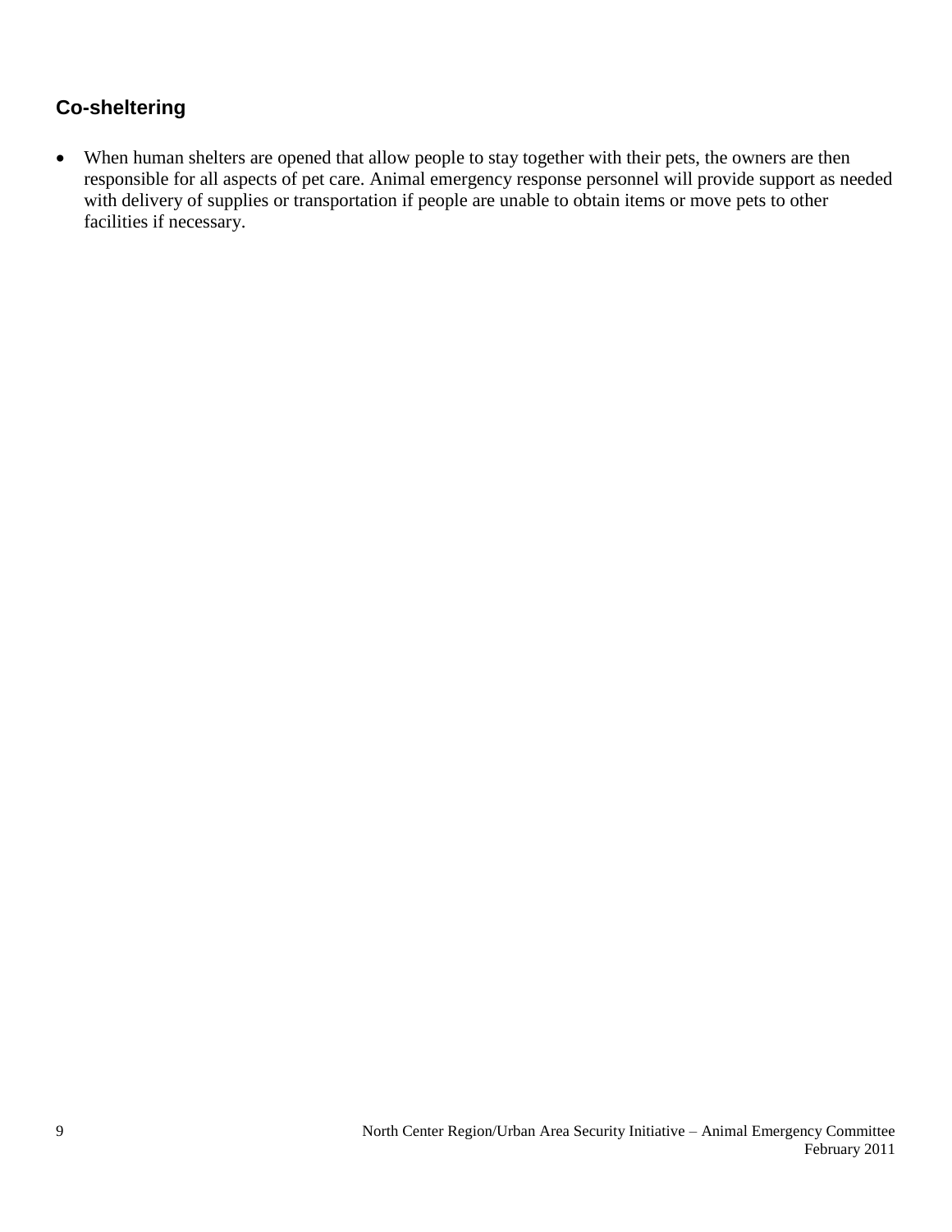## Co-sheltering

- When human shelters are opened that allow people to stay together with their pets, the owners are then responsible for all aspects of pet care. Animal emergency response personnel will provide support as needed with delivery of supplies or transportation if people are unable to obtain items or move pets to other facilities if necessary.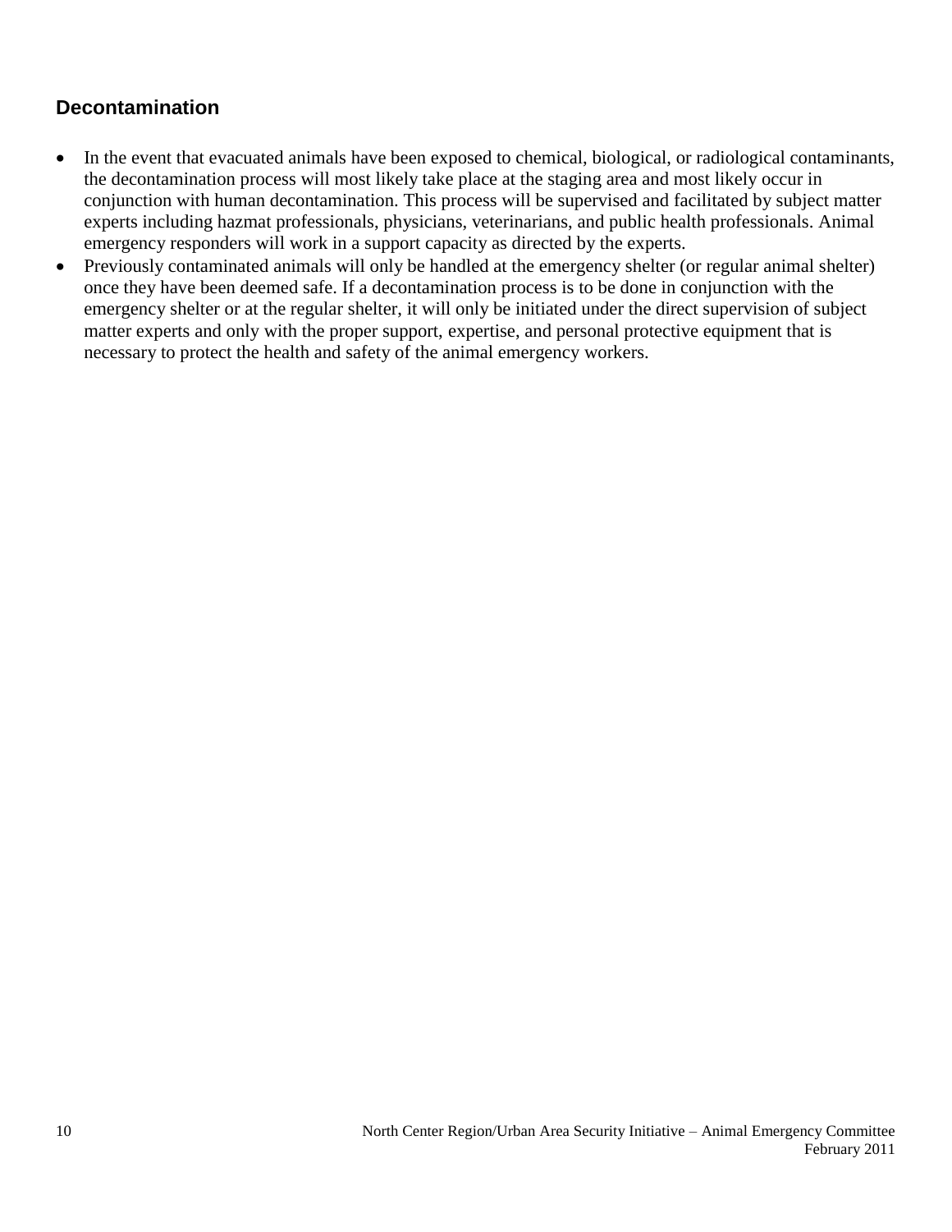## Decontamination

- In the event that evacuated animals have been exposed to chemical, biological, or radiological contaminants, the decontamination process will most likely take place at the staging area and most likely occur in conjunction with human decontamination. This process will be supervised and facilitated by subject matter experts including hazmat professionals, physicians, veterinarians, and public health professionals. Animal emergency responders will work in a support capacity as directed by the experts.
- Previously contaminated animals will only be handled at the emergency shelter (or regular animal shelter) once they have been deemed safe. If a decontamination process is to be done in conjunction with the emergency shelter or at the regular shelter, it will only be initiated under the direct supervision of subject matter experts and only with the proper support, expertise, and personal protective equipment that is necessary to protect the health and safety of the animal emergency workers.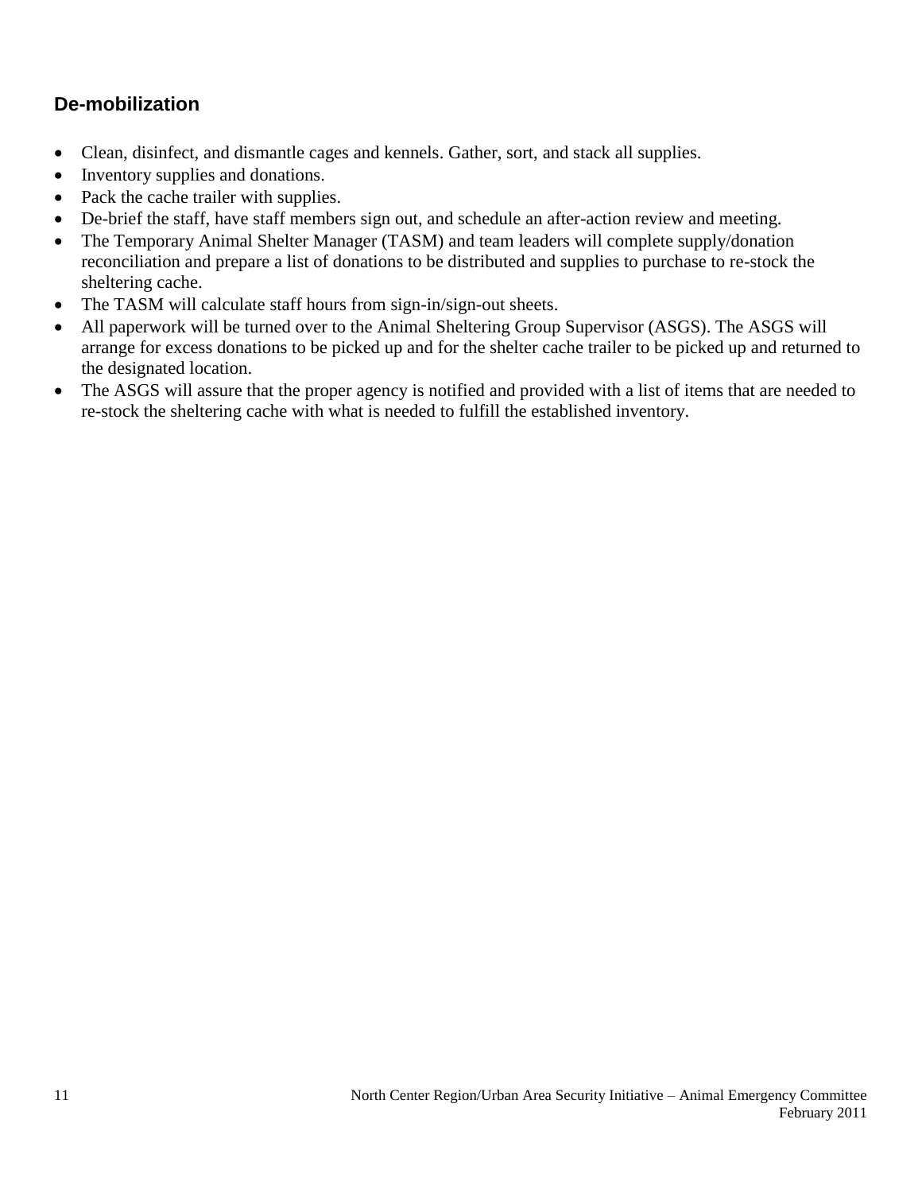## De-mobilization

- Clean, disinfect, and dismantle cages and kennels. Gather, sort, and stack all supplies.
- Inventory supplies and donations.
- Pack the cache trailer with supplies.
- De-brief the staff, have staff members sign out, and schedule an after-action review and meeting.
- The Temporary Animal Shelter Manager (TASM) and team leaders will complete supply/donation reconciliation and prepare a list of donations to be distributed and supplies to purchase to re-stock the sheltering cache.
- The TASM will calculate staff hours from sign-in/sign-out sheets.
- All paperwork will be turned over to the Animal Sheltering Group Supervisor (ASGS). The ASGS will arrange for excess donations to be picked up and for the shelter cache trailer to be picked up and returned to the designated location.
- The ASGS will assure that the proper agency is notified and provided with a list of items that are needed to re-stock the sheltering cache with what is needed to fulfill the established inventory.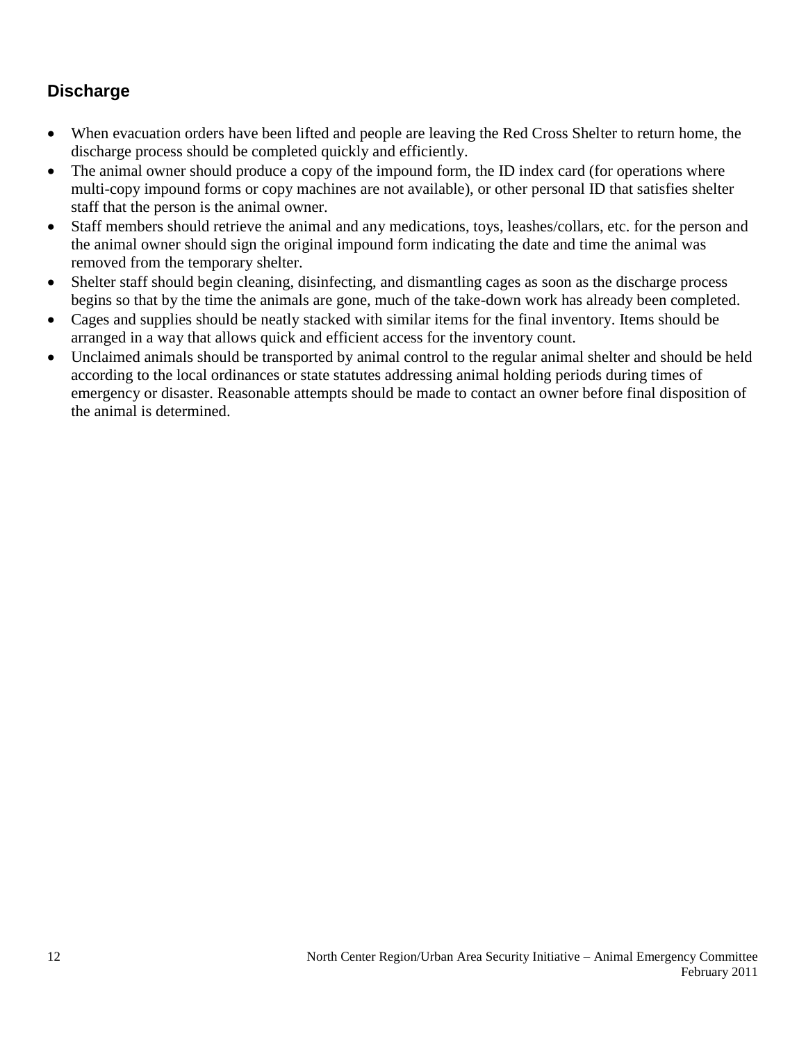## Discharge

- When evacuation orders have been lifted and people are leaving the Red Cross Shelter to return home, the discharge process should be completed quickly and efficiently.
- The animal owner should produce a copy of the impound form, the ID index card (for operations where multi-copy impound forms or copy machines are not available), or other personal ID that satisfies shelter staff that the person is the animal owner.
- Staff members should retrieve the animal and any medications, toys, leashes/collars, etc. for the person and the animal owner should sign the original impound form indicating the date and time the animal was removed from the temporary shelter.
- Shelter staff should begin cleaning, disinfecting, and dismantling cages as soon as the discharge process begins so that by the time the animals are gone, much of the take-down work has already been completed.
- Cages and supplies should be neatly stacked with similar items for the final inventory. Items should be arranged in a way that allows quick and efficient access for the inventory count.
- Unclaimed animals should be transported by animal control to the regular animal shelter and should be held according to the local ordinances or state statutes addressing animal holding periods during times of emergency or disaster. Reasonable attempts should be made to contact an owner before final disposition of the animal is determined.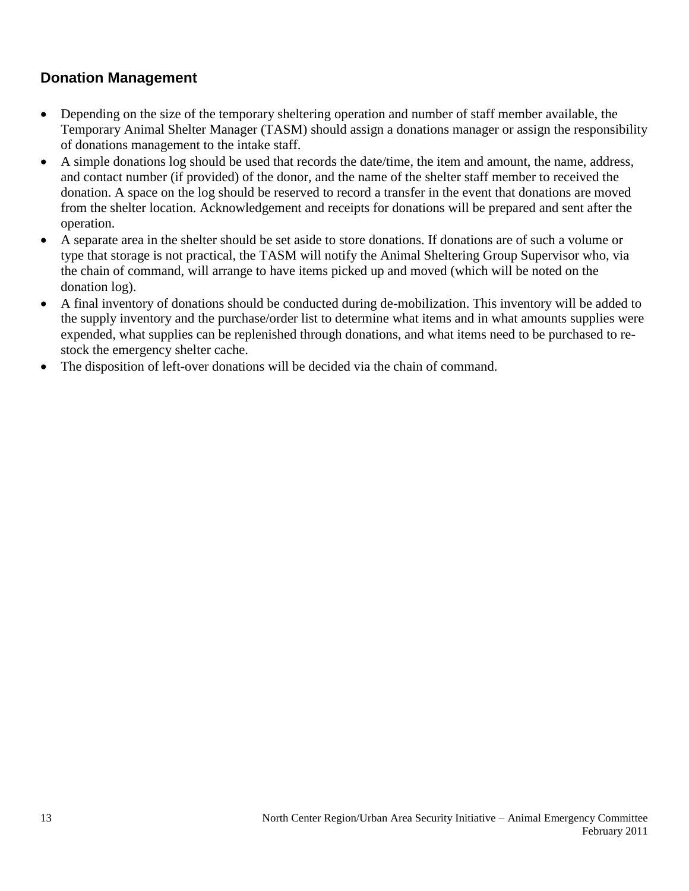## Donation Management

- Depending on the size of the temporary sheltering operation and number of staff member available, the Temporary Animal Shelter Manager (TASM) should assign a donations manager or assign the responsibility of donations management to the intake staff.
- A simple donations log should be used that records the date/time, the item and amount, the name, address, and contact number (if provided) of the donor, and the name of the shelter staff member to received the donation. A space on the log should be reserved to record a transfer in the event that donations are moved from the shelter location. Acknowledgement and receipts for donations will be prepared and sent after the operation.
- A separate area in the shelter should be set aside to store donations. If donations are of such a volume or type that storage is not practical, the TASM will notify the Animal Sheltering Group Supervisor who, via the chain of command, will arrange to have items picked up and moved (which will be noted on the donation log).
- A final inventory of donations should be conducted during de-mobilization. This inventory will be added to the supply inventory and the purchase/order list to determine what items and in what amounts supplies were expended, what supplies can be replenished through donations, and what items need to be purchased to re-stock the emergency shelter cache.
- The disposition of left-over donations will be decided via the chain of command.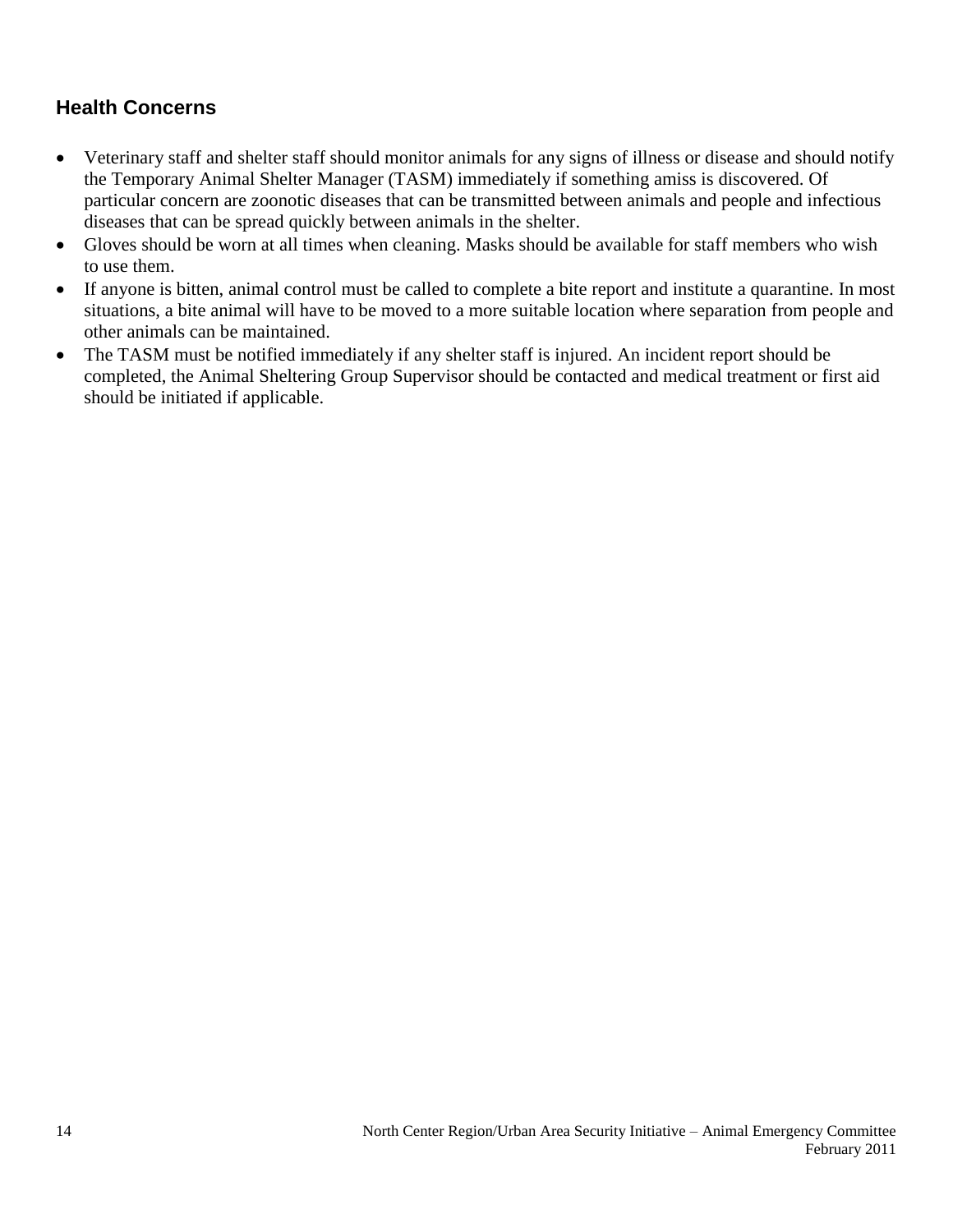## Health Concerns

- Veterinary staff and shelter staff should monitor animals for any signs of illness or disease and should notify the Temporary Animal Shelter Manager (TASM) immediately if something amiss is discovered. Of particular concern are zoonotic diseases that can be transmitted between animals and people and infectious diseases that can be spread quickly between animals in the shelter.
- Gloves should be worn at all times when cleaning. Masks should be available for staff members who wish to use them.
- If anyone is bitten, animal control must be called to complete a bite report and institute a quarantine. In most situations, a bite animal will have to be moved to a more suitable location where separation from people and other animals can be maintained.
- The TASM must be notified immediately if any shelter staff is injured. An incident report should be completed, the Animal Sheltering Group Supervisor should be contacted and medical treatment or first aid should be initiated if applicable.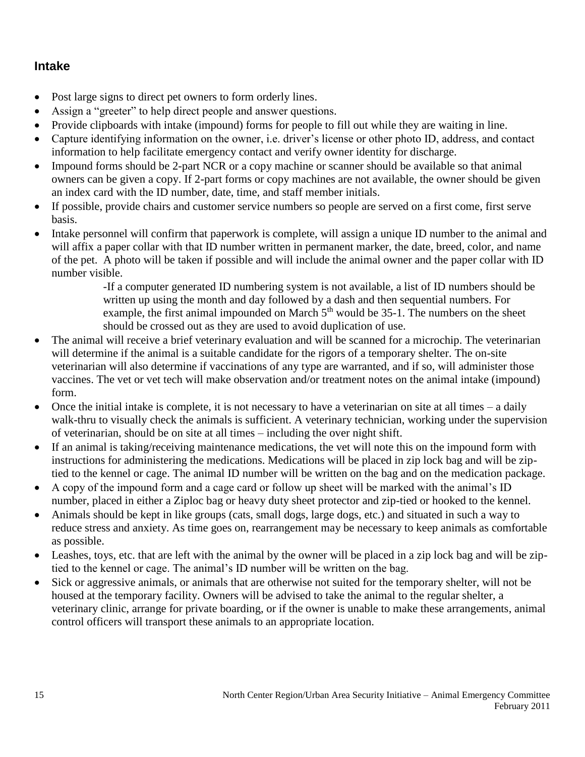## Intake

- Post large signs to direct pet owners to form orderly lines.
- Assign a "greeter" to help direct people and answer questions.
- Provide clipboards with intake (impound) forms for people to fill out while they are waiting in line.
- Capture identifying information on the owner, i.e. driver's license or other photo ID, address, and contact information to help facilitate emergency contact and verify owner identity for discharge.
- Impound forms should be 2-part NCR or a copy machine or scanner should be available so that animal owners can be given a copy. If 2-part forms or copy machines are not available, the owner should be given an index card with the ID number, date, time, and staff member initials.
- If possible, provide chairs and customer service numbers so people are served on a first come, first serve basis.
- Intake personnel will confirm that paperwork is complete, will assign a unique ID number to the animal and will affix a paper collar with that ID number written in permanent marker, the date, breed, color, and name of the pet. A photo will be taken if possible and will include the animal owner and the paper collar with ID number visible.

  -If a computer generated ID numbering system is not available, a list of ID numbers should be written up using the month and day followed by a dash and then sequential numbers. For example, the first animal impounded on March 5th would be 35-1. The numbers on the sheet should be crossed out as they are used to avoid duplication of use.
- The animal will receive a brief veterinary evaluation and will be scanned for a microchip. The veterinarian will determine if the animal is a suitable candidate for the rigors of a temporary shelter. The on-site veterinarian will also determine if vaccinations of any type are warranted, and if so, will administer those vaccines. The vet or vet tech will make observation and/or treatment notes on the animal intake (impound) form.
- Once the initial intake is complete, it is not necessary to have a veterinarian on site at all times – a daily walk-thru to visually check the animals is sufficient. A veterinary technician, working under the supervision of veterinarian, should be on site at all times – including the over night shift.
- If an animal is taking/receiving maintenance medications, the vet will note this on the impound form with instructions for administering the medications. Medications will be placed in zip lock bag and will be zip-tied to the kennel or cage. The animal ID number will be written on the bag and on the medication package.
- A copy of the impound form and a cage card or follow up sheet will be marked with the animal's ID number, placed in either a Ziploc bag or heavy duty sheet protector and zip-tied or hooked to the kennel.
- Animals should be kept in like groups (cats, small dogs, large dogs, etc.) and situated in such a way to reduce stress and anxiety. As time goes on, rearrangement may be necessary to keep animals as comfortable as possible.
- Leashes, toys, etc. that are left with the animal by the owner will be placed in a zip lock bag and will be zip-tied to the kennel or cage. The animal's ID number will be written on the bag.
- Sick or aggressive animals, or animals that are otherwise not suited for the temporary shelter, will not be housed at the temporary facility. Owners will be advised to take the animal to the regular shelter, a veterinary clinic, arrange for private boarding, or if the owner is unable to make these arrangements, animal control officers will transport these animals to an appropriate location.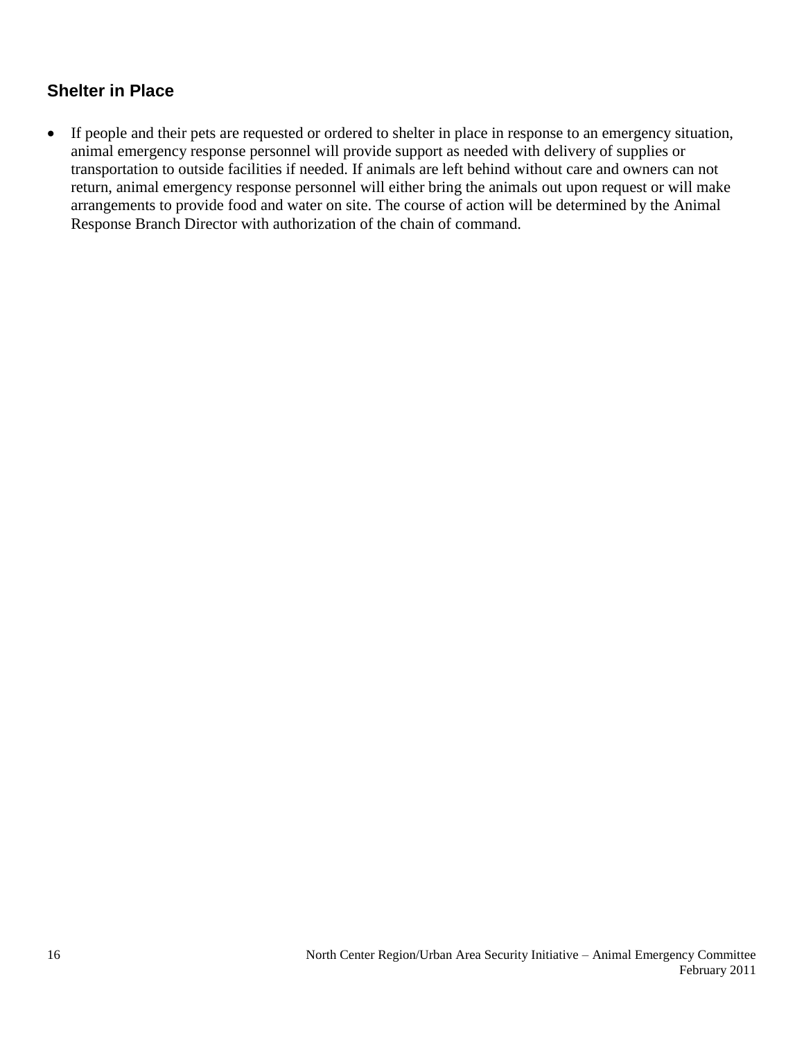## Shelter in Place

- If people and their pets are requested or ordered to shelter in place in response to an emergency situation, animal emergency response personnel will provide support as needed with delivery of supplies or transportation to outside facilities if needed. If animals are left behind without care and owners can not return, animal emergency response personnel will either bring the animals out upon request or will make arrangements to provide food and water on site. The course of action will be determined by the Animal Response Branch Director with authorization of the chain of command.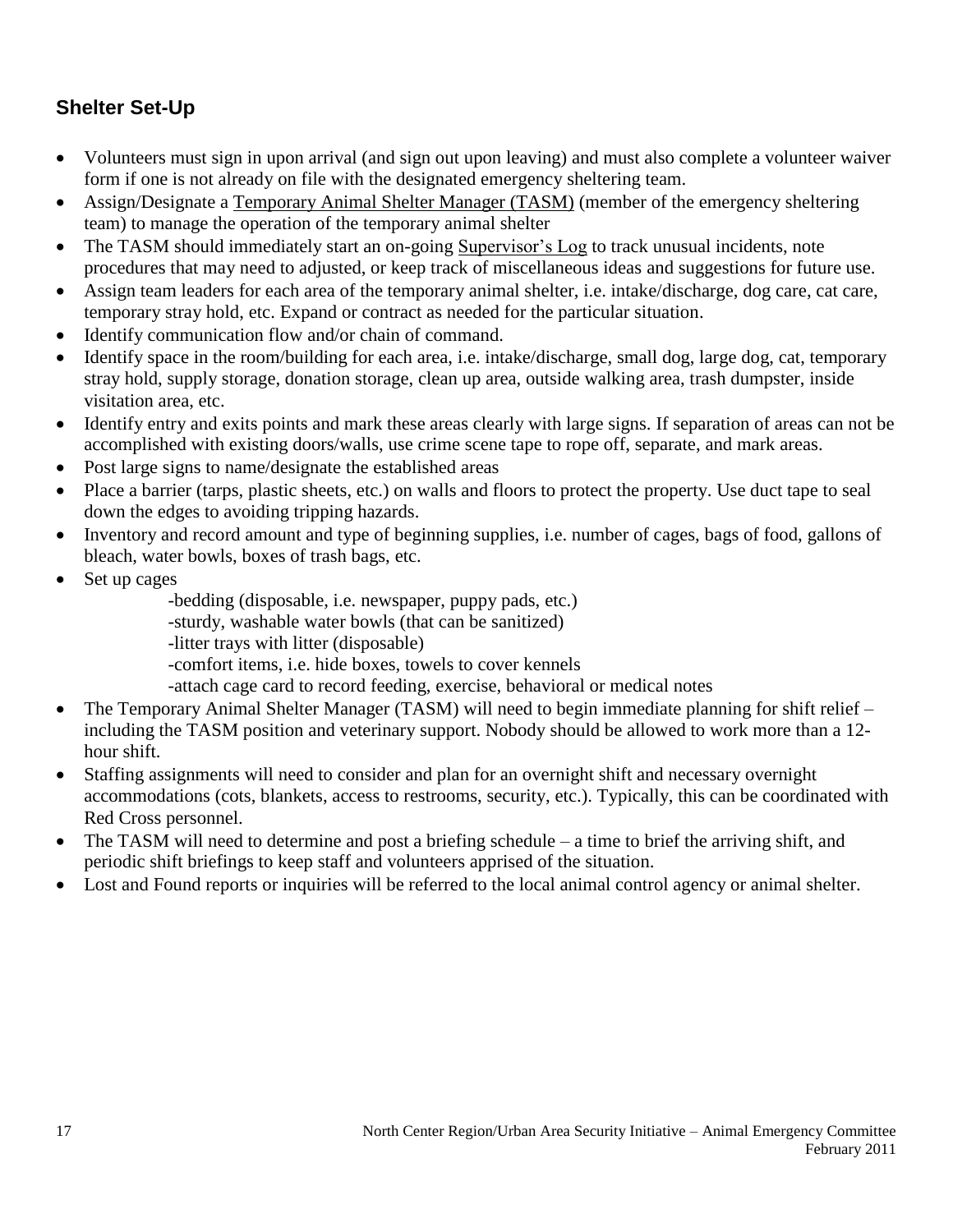## Shelter Set-Up

- Volunteers must sign in upon arrival (and sign out upon leaving) and must also complete a volunteer waiver form if one is not already on file with the designated emergency sheltering team.
- Assign/Designate a Temporary Animal Shelter Manager (TASM) (member of the emergency sheltering team) to manage the operation of the temporary animal shelter
- The TASM should immediately start an on-going Supervisor's Log to track unusual incidents, note procedures that may need to adjusted, or keep track of miscellaneous ideas and suggestions for future use.
- Assign team leaders for each area of the temporary animal shelter, i.e. intake/discharge, dog care, cat care, temporary stray hold, etc. Expand or contract as needed for the particular situation.
- Identify communication flow and/or chain of command.
- Identify space in the room/building for each area, i.e. intake/discharge, small dog, large dog, cat, temporary stray hold, supply storage, donation storage, clean up area, outside walking area, trash dumpster, inside visitation area, etc.
- Identify entry and exits points and mark these areas clearly with large signs. If separation of areas can not be accomplished with existing doors/walls, use crime scene tape to rope off, separate, and mark areas.
- Post large signs to name/designate the established areas
- Place a barrier (tarps, plastic sheets, etc.) on walls and floors to protect the property. Use duct tape to seal down the edges to avoiding tripping hazards.
- Inventory and record amount and type of beginning supplies, i.e. number of cages, bags of food, gallons of bleach, water bowls, boxes of trash bags, etc.
- Set up cages
  - -bedding (disposable, i.e. newspaper, puppy pads, etc.)
  - -sturdy, washable water bowls (that can be sanitized)
  - -litter trays with litter (disposable)
  - -comfort items, i.e. hide boxes, towels to cover kennels
  - -attach cage card to record feeding, exercise, behavioral or medical notes
- The Temporary Animal Shelter Manager (TASM) will need to begin immediate planning for shift relief – including the TASM position and veterinary support. Nobody should be allowed to work more than a 12-hour shift.
- Staffing assignments will need to consider and plan for an overnight shift and necessary overnight accommodations (cots, blankets, access to restrooms, security, etc.). Typically, this can be coordinated with Red Cross personnel.
- The TASM will need to determine and post a briefing schedule – a time to brief the arriving shift, and periodic shift briefings to keep staff and volunteers apprised of the situation.
- Lost and Found reports or inquiries will be referred to the local animal control agency or animal shelter.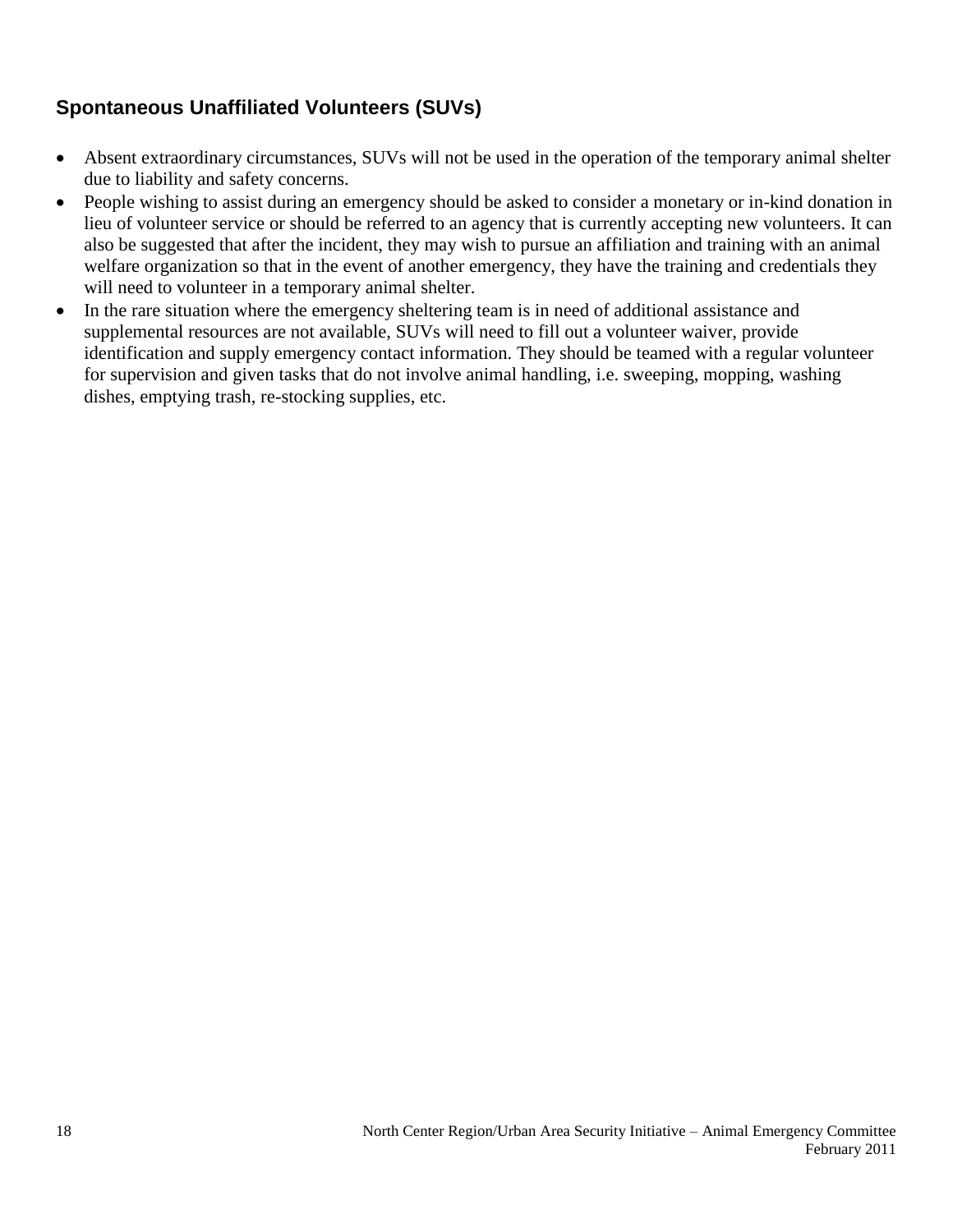## Spontaneous Unaffiliated Volunteers (SUVs)

- Absent extraordinary circumstances, SUVs will not be used in the operation of the temporary animal shelter due to liability and safety concerns.
- People wishing to assist during an emergency should be asked to consider a monetary or in-kind donation in lieu of volunteer service or should be referred to an agency that is currently accepting new volunteers. It can also be suggested that after the incident, they may wish to pursue an affiliation and training with an animal welfare organization so that in the event of another emergency, they have the training and credentials they will need to volunteer in a temporary animal shelter.
- In the rare situation where the emergency sheltering team is in need of additional assistance and supplemental resources are not available, SUVs will need to fill out a volunteer waiver, provide identification and supply emergency contact information. They should be teamed with a regular volunteer for supervision and given tasks that do not involve animal handling, i.e. sweeping, mopping, washing dishes, emptying trash, re-stocking supplies, etc.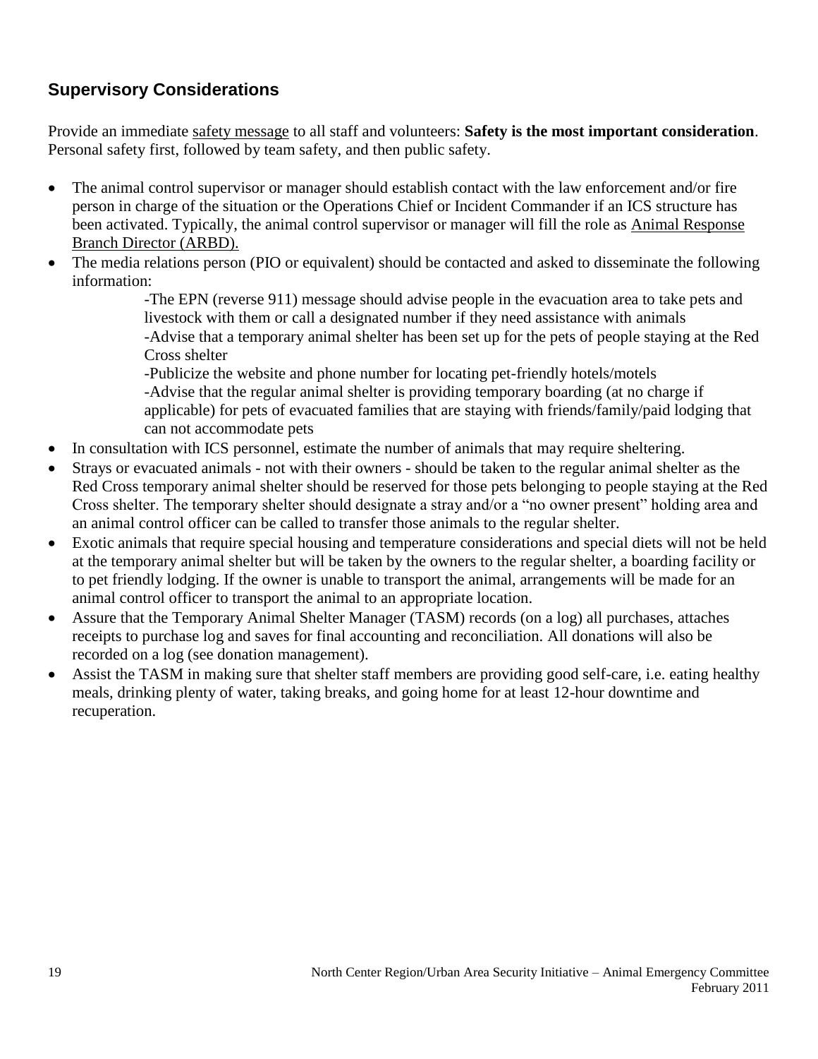## Supervisory Considerations

Provide an immediate safety message to all staff and volunteers: **Safety is the most important consideration**. Personal safety first, followed by team safety, and then public safety.

- The animal control supervisor or manager should establish contact with the law enforcement and/or fire person in charge of the situation or the Operations Chief or Incident Commander if an ICS structure has been activated. Typically, the animal control supervisor or manager will fill the role as Animal Response Branch Director (ARBD).
- The media relations person (PIO or equivalent) should be contacted and asked to disseminate the following information:
  - -The EPN (reverse 911) message should advise people in the evacuation area to take pets and livestock with them or call a designated number if they need assistance with animals
  - -Advise that a temporary animal shelter has been set up for the pets of people staying at the Red Cross shelter
  - -Publicize the website and phone number for locating pet-friendly hotels/motels
  - -Advise that the regular animal shelter is providing temporary boarding (at no charge if applicable) for pets of evacuated families that are staying with friends/family/paid lodging that can not accommodate pets
- In consultation with ICS personnel, estimate the number of animals that may require sheltering.
- Strays or evacuated animals - not with their owners - should be taken to the regular animal shelter as the Red Cross temporary animal shelter should be reserved for those pets belonging to people staying at the Red Cross shelter. The temporary shelter should designate a stray and/or a "no owner present" holding area and an animal control officer can be called to transfer those animals to the regular shelter.
- Exotic animals that require special housing and temperature considerations and special diets will not be held at the temporary animal shelter but will be taken by the owners to the regular shelter, a boarding facility or to pet friendly lodging. If the owner is unable to transport the animal, arrangements will be made for an animal control officer to transport the animal to an appropriate location.
- Assure that the Temporary Animal Shelter Manager (TASM) records (on a log) all purchases, attaches receipts to purchase log and saves for final accounting and reconciliation. All donations will also be recorded on a log (see donation management).
- Assist the TASM in making sure that shelter staff members are providing good self-care, i.e. eating healthy meals, drinking plenty of water, taking breaks, and going home for at least 12-hour downtime and recuperation.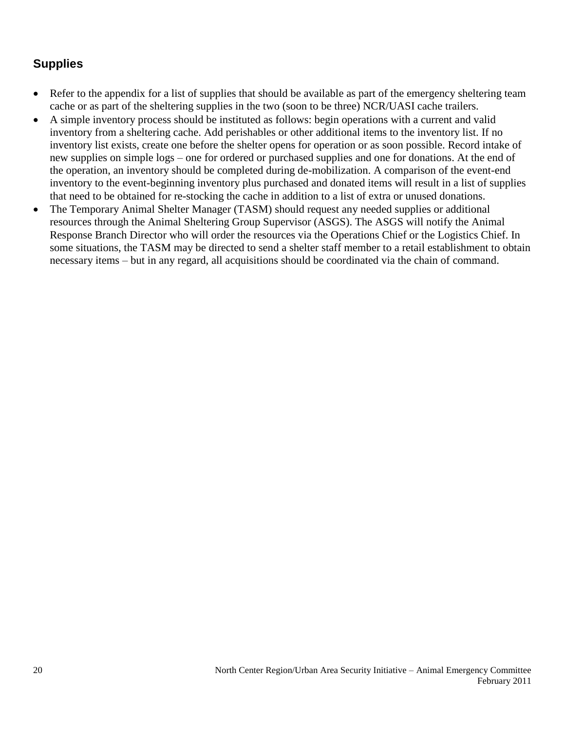## Supplies

- Refer to the appendix for a list of supplies that should be available as part of the emergency sheltering team cache or as part of the sheltering supplies in the two (soon to be three) NCR/UASI cache trailers.
- A simple inventory process should be instituted as follows: begin operations with a current and valid inventory from a sheltering cache. Add perishables or other additional items to the inventory list. If no inventory list exists, create one before the shelter opens for operation or as soon possible. Record intake of new supplies on simple logs – one for ordered or purchased supplies and one for donations. At the end of the operation, an inventory should be completed during de-mobilization. A comparison of the event-end inventory to the event-beginning inventory plus purchased and donated items will result in a list of supplies that need to be obtained for re-stocking the cache in addition to a list of extra or unused donations.
- The Temporary Animal Shelter Manager (TASM) should request any needed supplies or additional resources through the Animal Sheltering Group Supervisor (ASGS). The ASGS will notify the Animal Response Branch Director who will order the resources via the Operations Chief or the Logistics Chief. In some situations, the TASM may be directed to send a shelter staff member to a retail establishment to obtain necessary items – but in any regard, all acquisitions should be coordinated via the chain of command.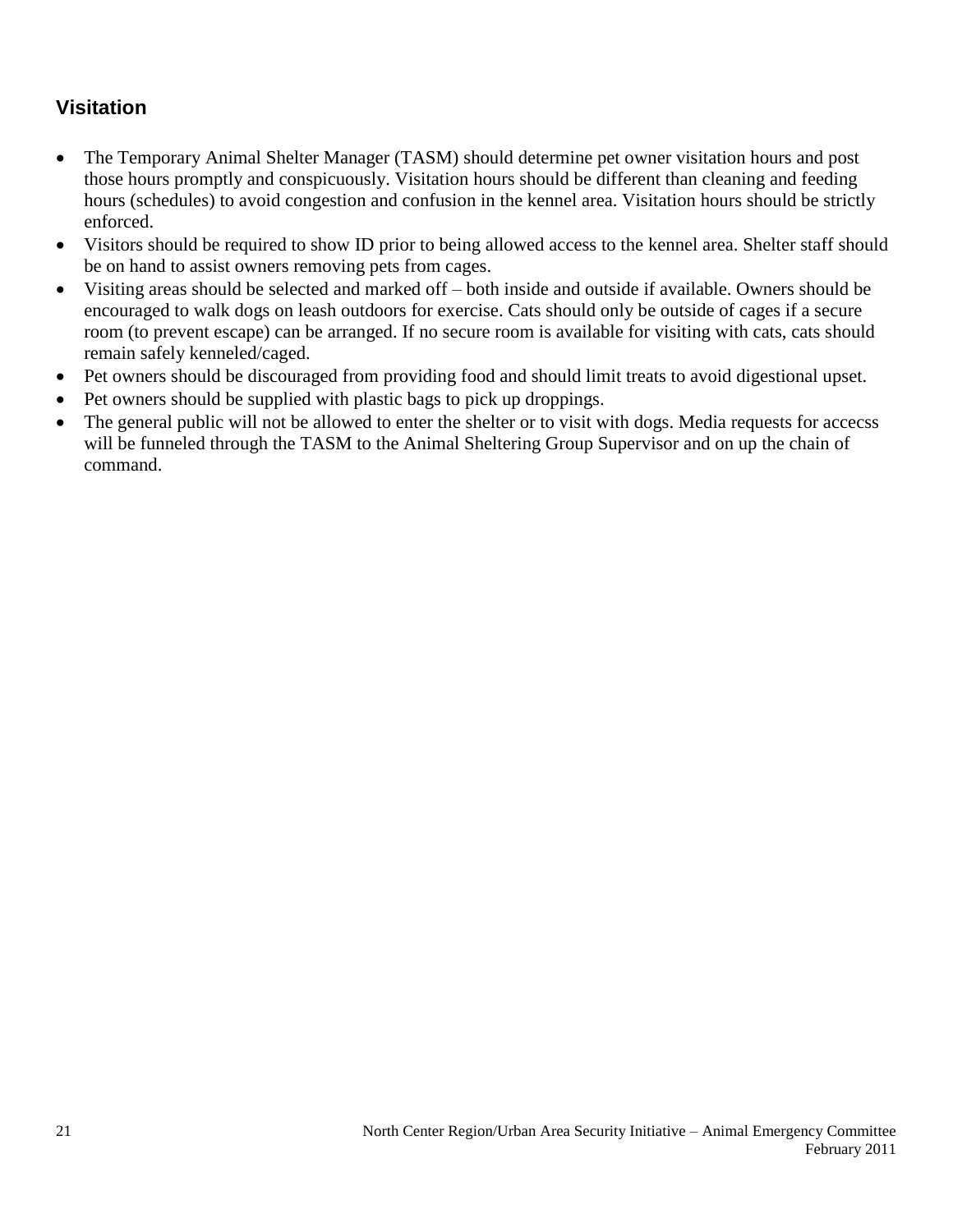## Visitation

- The Temporary Animal Shelter Manager (TASM) should determine pet owner visitation hours and post those hours promptly and conspicuously. Visitation hours should be different than cleaning and feeding hours (schedules) to avoid congestion and confusion in the kennel area. Visitation hours should be strictly enforced.
- Visitors should be required to show ID prior to being allowed access to the kennel area. Shelter staff should be on hand to assist owners removing pets from cages.
- Visiting areas should be selected and marked off – both inside and outside if available. Owners should be encouraged to walk dogs on leash outdoors for exercise. Cats should only be outside of cages if a secure room (to prevent escape) can be arranged. If no secure room is available for visiting with cats, cats should remain safely kenneled/caged.
- Pet owners should be discouraged from providing food and should limit treats to avoid digestional upset.
- Pet owners should be supplied with plastic bags to pick up droppings.
- The general public will not be allowed to enter the shelter or to visit with dogs. Media requests for accecss will be funneled through the TASM to the Animal Sheltering Group Supervisor and on up the chain of command.